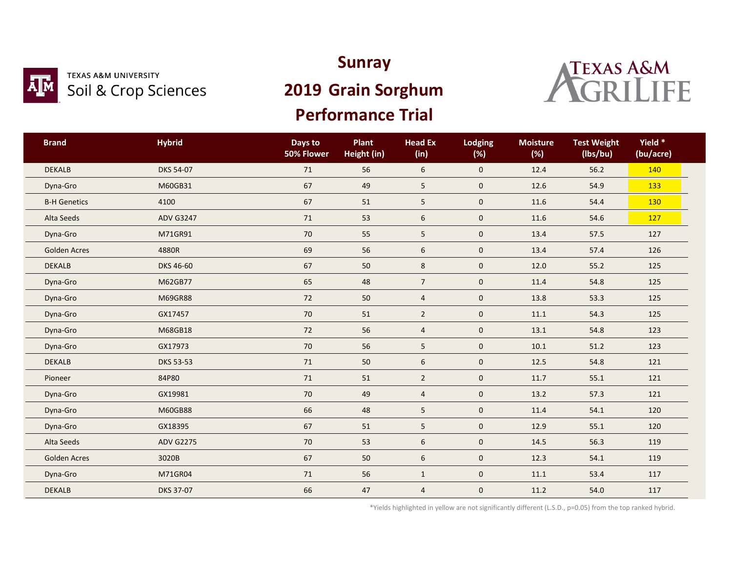TEXAS A&M UNIVERSITY
Soil & Crop Sciences

# Sunray

# 2019 Grain Sorghum Performance Trial

TEXAS A&M AGRILIFE

| Brand | Hybrid | Days to 50% Flower | Plant Height (in) | Head Ex (in) | Lodging (%) | Moisture (%) | Test Weight (lbs/bu) | Yield * (bu/acre) |
|---|---|---|---|---|---|---|---|---|
| DEKALB | DKS 54-07 | 71 | 56 | 6 | 0 | 12.4 | 56.2 | 140 |
| Dyna-Gro | M60GB31 | 67 | 49 | 5 | 0 | 12.6 | 54.9 | 133 |
| B-H Genetics | 4100 | 67 | 51 | 5 | 0 | 11.6 | 54.4 | 130 |
| Alta Seeds | ADV G3247 | 71 | 53 | 6 | 0 | 11.6 | 54.6 | 127 |
| Dyna-Gro | M71GR91 | 70 | 55 | 5 | 0 | 13.4 | 57.5 | 127 |
| Golden Acres | 4880R | 69 | 56 | 6 | 0 | 13.4 | 57.4 | 126 |
| DEKALB | DKS 46-60 | 67 | 50 | 8 | 0 | 12.0 | 55.2 | 125 |
| Dyna-Gro | M62GB77 | 65 | 48 | 7 | 0 | 11.4 | 54.8 | 125 |
| Dyna-Gro | M69GR88 | 72 | 50 | 4 | 0 | 13.8 | 53.3 | 125 |
| Dyna-Gro | GX17457 | 70 | 51 | 2 | 0 | 11.1 | 54.3 | 125 |
| Dyna-Gro | M68GB18 | 72 | 56 | 4 | 0 | 13.1 | 54.8 | 123 |
| Dyna-Gro | GX17973 | 70 | 56 | 5 | 0 | 10.1 | 51.2 | 123 |
| DEKALB | DKS 53-53 | 71 | 50 | 6 | 0 | 12.5 | 54.8 | 121 |
| Pioneer | 84P80 | 71 | 51 | 2 | 0 | 11.7 | 55.1 | 121 |
| Dyna-Gro | GX19981 | 70 | 49 | 4 | 0 | 13.2 | 57.3 | 121 |
| Dyna-Gro | M60GB88 | 66 | 48 | 5 | 0 | 11.4 | 54.1 | 120 |
| Dyna-Gro | GX18395 | 67 | 51 | 5 | 0 | 12.9 | 55.1 | 120 |
| Alta Seeds | ADV G2275 | 70 | 53 | 6 | 0 | 14.5 | 56.3 | 119 |
| Golden Acres | 3020B | 67 | 50 | 6 | 0 | 12.3 | 54.1 | 119 |
| Dyna-Gro | M71GR04 | 71 | 56 | 1 | 0 | 11.1 | 53.4 | 117 |
| DEKALB | DKS 37-07 | 66 | 47 | 4 | 0 | 11.2 | 54.0 | 117 |

*Yields highlighted in yellow are not significantly different (L.S.D., p=0.05) from the top ranked hybrid.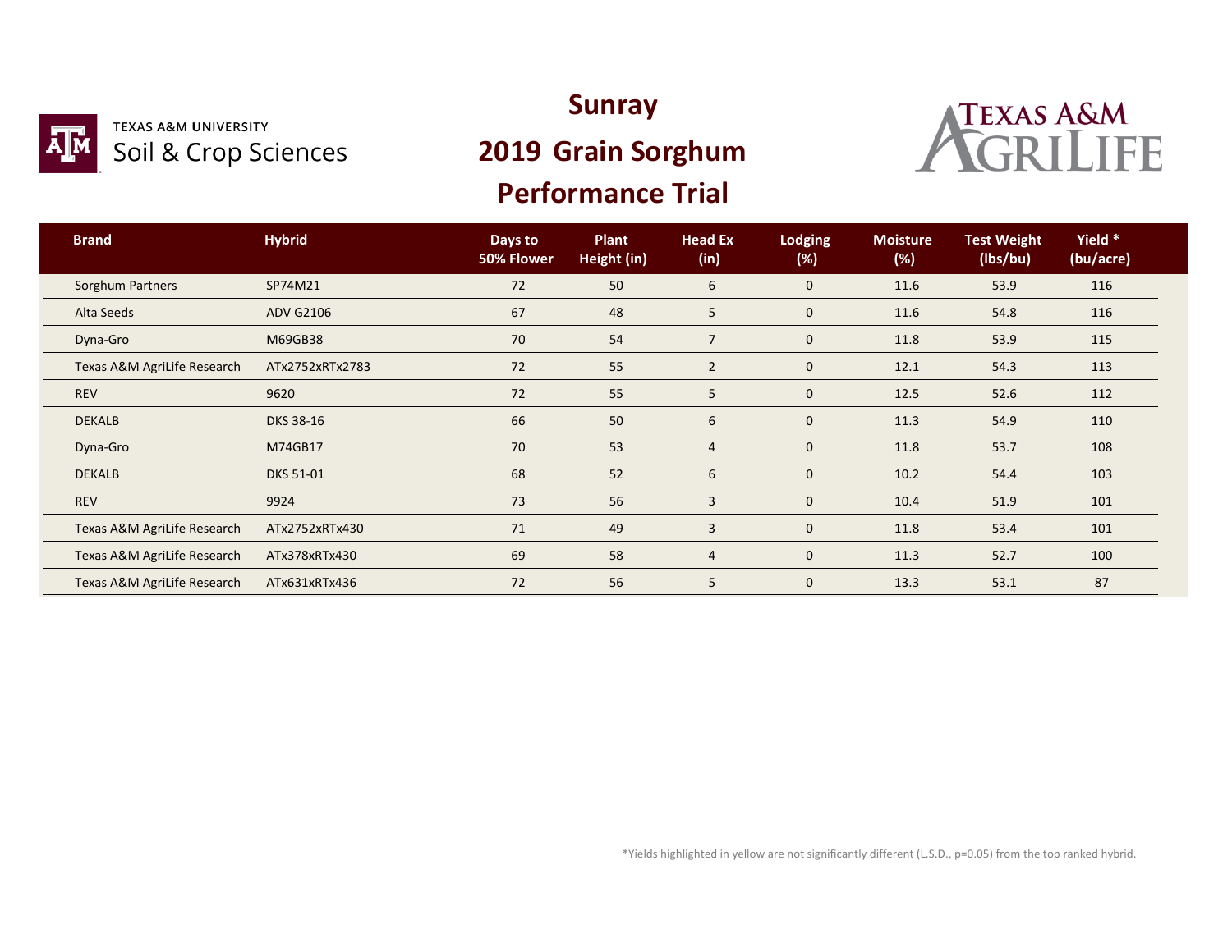# Sunray

## 2019 Grain Sorghum Performance Trial

TEXAS A&M UNIVERSITY
Soil & Crop Sciences

TEXAS A&M AGRILIFE

| Brand | Hybrid | Days to 50% Flower | Plant Height (in) | Head Ex (in) | Lodging (%) | Moisture (%) | Test Weight (lbs/bu) | Yield * (bu/acre) |
|---|---|---|---|---|---|---|---|---|
| Sorghum Partners | SP74M21 | 72 | 50 | 6 | 0 | 11.6 | 53.9 | 116 |
| Alta Seeds | ADV G2106 | 67 | 48 | 5 | 0 | 11.6 | 54.8 | 116 |
| Dyna-Gro | M69GB38 | 70 | 54 | 7 | 0 | 11.8 | 53.9 | 115 |
| Texas A&M AgriLife Research | ATx2752xRTx2783 | 72 | 55 | 2 | 0 | 12.1 | 54.3 | 113 |
| REV | 9620 | 72 | 55 | 5 | 0 | 12.5 | 52.6 | 112 |
| DEKALB | DKS 38-16 | 66 | 50 | 6 | 0 | 11.3 | 54.9 | 110 |
| Dyna-Gro | M74GB17 | 70 | 53 | 4 | 0 | 11.8 | 53.7 | 108 |
| DEKALB | DKS 51-01 | 68 | 52 | 6 | 0 | 10.2 | 54.4 | 103 |
| REV | 9924 | 73 | 56 | 3 | 0 | 10.4 | 51.9 | 101 |
| Texas A&M AgriLife Research | ATx2752xRTx430 | 71 | 49 | 3 | 0 | 11.8 | 53.4 | 101 |
| Texas A&M AgriLife Research | ATx378xRTx430 | 69 | 58 | 4 | 0 | 11.3 | 52.7 | 100 |
| Texas A&M AgriLife Research | ATx631xRTx436 | 72 | 56 | 5 | 0 | 13.3 | 53.1 | 87 |

*Yields highlighted in yellow are not significantly different (L.S.D., p=0.05) from the top ranked hybrid.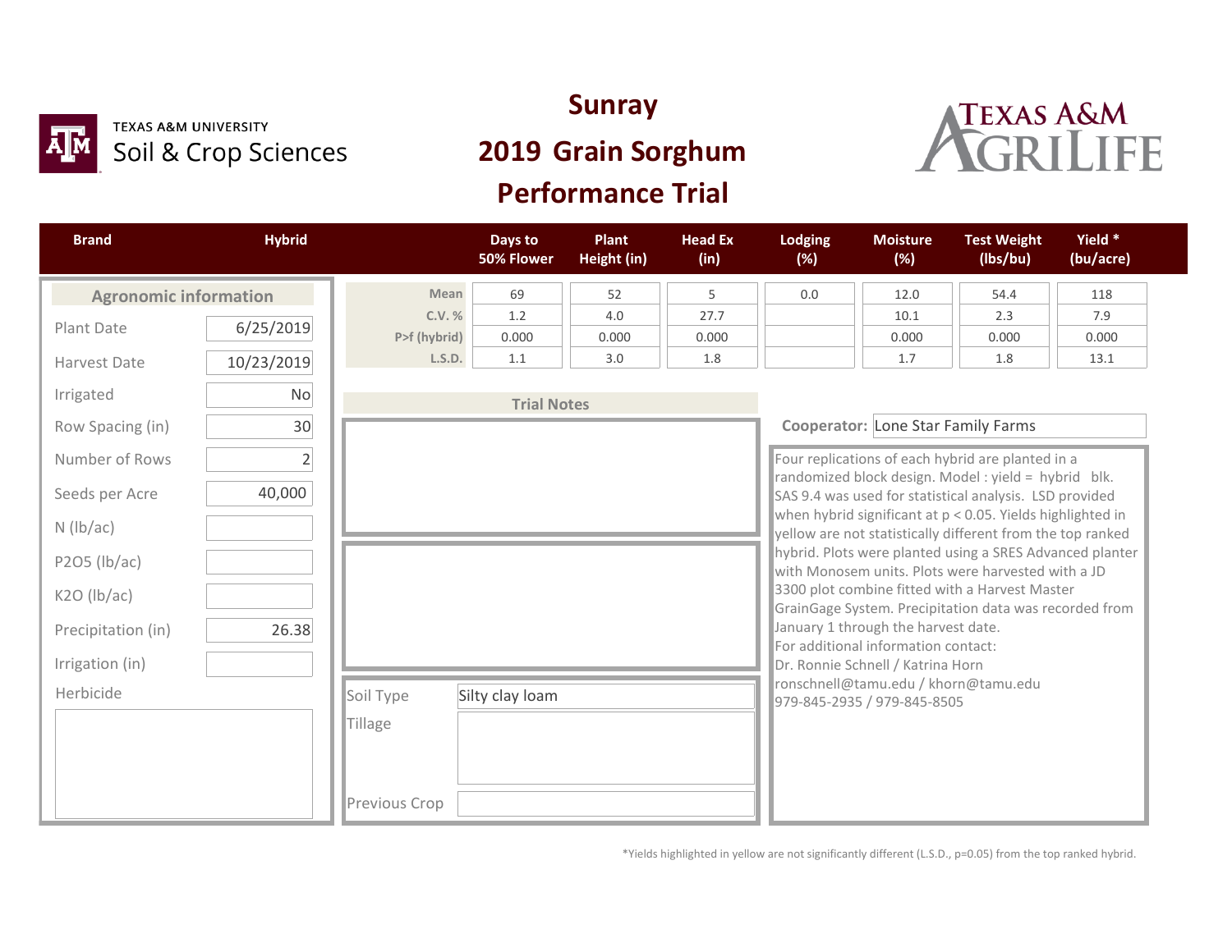TEXAS A&M UNIVERSITY
Soil & Crop Sciences

# Sunray

# 2019 Grain Sorghum Performance Trial

TEXAS A&M AGRILIFE

| Brand | Hybrid | | Days to 50% Flower | Plant Height (in) | Head Ex (in) | Lodging (%) | Moisture (%) | Test Weight (lbs/bu) | Yield * (bu/acre) |
|---|---|---|---|---|---|---|---|---|---|
| | | Mean | 69 | 52 | 5 | 0.0 | 12.0 | 54.4 | 118 |
| | | C.V. % | 1.2 | 4.0 | 27.7 | | 10.1 | 2.3 | 7.9 |
| | | P>f (hybrid) | 0.000 | 0.000 | 0.000 | | 0.000 | 0.000 | 0.000 |
| | | L.S.D. | 1.1 | 3.0 | 1.8 | | 1.7 | 1.8 | 13.1 |

## Agronomic information

| | |
|---|---|
| Plant Date | 6/25/2019 |
| Harvest Date | 10/23/2019 |
| Irrigated | No |
| Row Spacing (in) | 30 |
| Number of Rows | 2 |
| Seeds per Acre | 40,000 |
| N (lb/ac) | |
| P2O5 (lb/ac) | |
| K2O (lb/ac) | |
| Precipitation (in) | 26.38 |
| Irrigation (in) | |
| Herbicide | |

## Trial Notes

| | |
|---|---|
| Soil Type | Silty clay loam |
| Tillage | |
| Previous Crop | |

**Cooperator:** Lone Star Family Farms

Four replications of each hybrid are planted in a randomized block design. Model : yield = hybrid blk. SAS 9.4 was used for statistical analysis. LSD provided when hybrid significant at $p < 0.05$. Yields highlighted in yellow are not statistically different from the top ranked hybrid. Plots were planted using a SRES Advanced planter with Monosem units. Plots were harvested with a JD 3300 plot combine fitted with a Harvest Master GrainGage System. Precipitation data was recorded from January 1 through the harvest date.
For additional information contact:
Dr. Ronnie Schnell / Katrina Horn
ronschnell@tamu.edu / khorn@tamu.edu
979-845-2935 / 979-845-8505

*Yields highlighted in yellow are not significantly different (L.S.D., p=0.05) from the top ranked hybrid.